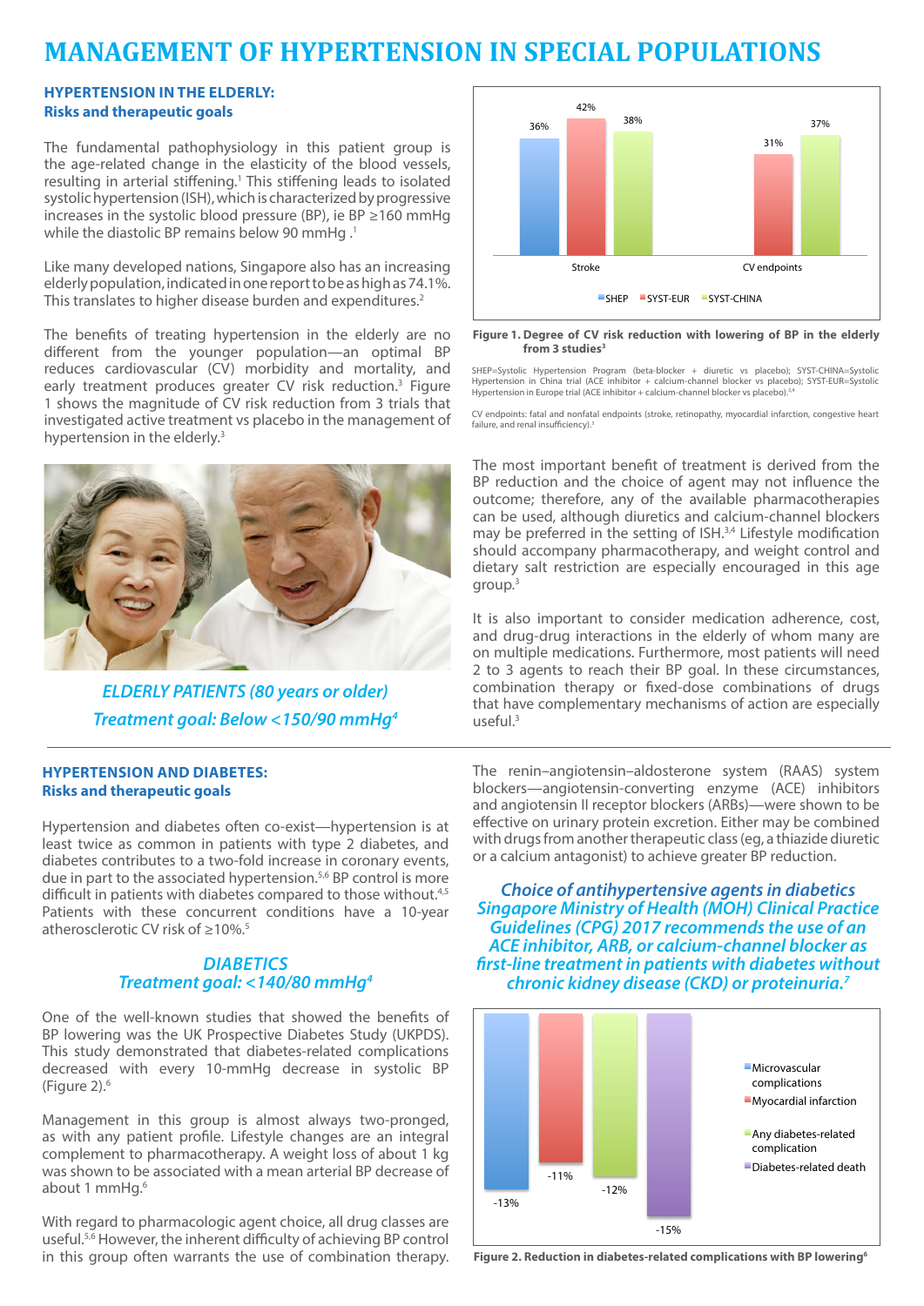# MANAGEMENT OF HYPERTENSION IN SPECIAL POPULATIONS

## HYPERTENSION IN THE ELDERLY: Risks and therapeutic goals

The fundamental pathophysiology in this patient group is the age-related change in the elasticity of the blood vessels, resulting in arterial stiffening.[1] This stiffening leads to isolated systolic hypertension (ISH), which is characterized by progressive increases in the systolic blood pressure (BP), ie BP ≥160 mmHg while the diastolic BP remains below 90 mmHg .[1]

Like many developed nations, Singapore also has an increasing elderly population, indicated in one report to be as high as 74.1%. This translates to higher disease burden and expenditures.[2]

The benefits of treating hypertension in the elderly are no different from the younger population—an optimal BP reduces cardiovascular (CV) morbidity and mortality, and early treatment produces greater CV risk reduction.[3] Figure 1 shows the magnitude of CV risk reduction from 3 trials that investigated active treatment vs placebo in the management of hypertension in the elderly.[3]

| | SHEP | SYST-EUR | SYST-CHINA |
|---|---|---|---|
| Stroke | 36% | 42% | 38% |
| CV endpoints | | 31% | 37% |

**Figure 1. Degree of CV risk reduction with lowering of BP in the elderly from 3 studies[3]**

SHEP=Systolic Hypertension Program (beta-blocker + diuretic vs placebo); SYST-CHINA=Systolic Hypertension in China trial (ACE inhibitor + calcium-channel blocker vs placebo); SYST-EUR=Systolic Hypertension in Europe trial (ACE inhibitor + calcium-channel blocker vs placebo).[3,4]

CV endpoints: fatal and nonfatal endpoints (stroke, retinopathy, myocardial infarction, congestive heart failure, and renal insufficiency).[3]

*ELDERLY PATIENTS (80 years or older)*
*Treatment goal: Below <150/90 mmHg[4]*

The most important benefit of treatment is derived from the BP reduction and the choice of agent may not influence the outcome; therefore, any of the available pharmacotherapies can be used, although diuretics and calcium-channel blockers may be preferred in the setting of ISH.[3,4] Lifestyle modification should accompany pharmacotherapy, and weight control and dietary salt restriction are especially encouraged in this age group.[3]

It is also important to consider medication adherence, cost, and drug-drug interactions in the elderly of whom many are on multiple medications. Furthermore, most patients will need 2 to 3 agents to reach their BP goal. In these circumstances, combination therapy or fixed-dose combinations of drugs that have complementary mechanisms of action are especially useful.[3]

## HYPERTENSION AND DIABETES: Risks and therapeutic goals

Hypertension and diabetes often co-exist—hypertension is at least twice as common in patients with type 2 diabetes, and diabetes contributes to a two-fold increase in coronary events, due in part to the associated hypertension.[5,6] BP control is more difficult in patients with diabetes compared to those without.[4,5] Patients with these concurrent conditions have a 10-year atherosclerotic CV risk of ≥10%.[5]

*DIABETICS*
*Treatment goal: <140/80 mmHg[4]*

One of the well-known studies that showed the benefits of BP lowering was the UK Prospective Diabetes Study (UKPDS). This study demonstrated that diabetes-related complications decreased with every 10-mmHg decrease in systolic BP (Figure 2).[6]

Management in this group is almost always two-pronged, as with any patient profile. Lifestyle changes are an integral complement to pharmacotherapy. A weight loss of about 1 kg was shown to be associated with a mean arterial BP decrease of about 1 mmHg.[6]

With regard to pharmacologic agent choice, all drug classes are useful.[5,6] However, the inherent difficulty of achieving BP control in this group often warrants the use of combination therapy.

The renin–angiotensin–aldosterone system (RAAS) system blockers—angiotensin-converting enzyme (ACE) inhibitors and angiotensin II receptor blockers (ARBs)—were shown to be effective on urinary protein excretion. Either may be combined with drugs from another therapeutic class (eg, a thiazide diuretic or a calcium antagonist) to achieve greater BP reduction.

***Choice of antihypertensive agents in diabetics***
***Singapore Ministry of Health (MOH) Clinical Practice Guidelines (CPG) 2017 recommends the use of an ACE inhibitor, ARB, or calcium-channel blocker as first-line treatment in patients with diabetes without chronic kidney disease (CKD) or proteinuria.[7]***

| Complication | Reduction |
|---|---|
| Microvascular complications | -13% |
| Myocardial infarction | -11% |
| Any diabetes-related complication | -12% |
| Diabetes-related death | -15% |

**Figure 2. Reduction in diabetes-related complications with BP lowering[6]**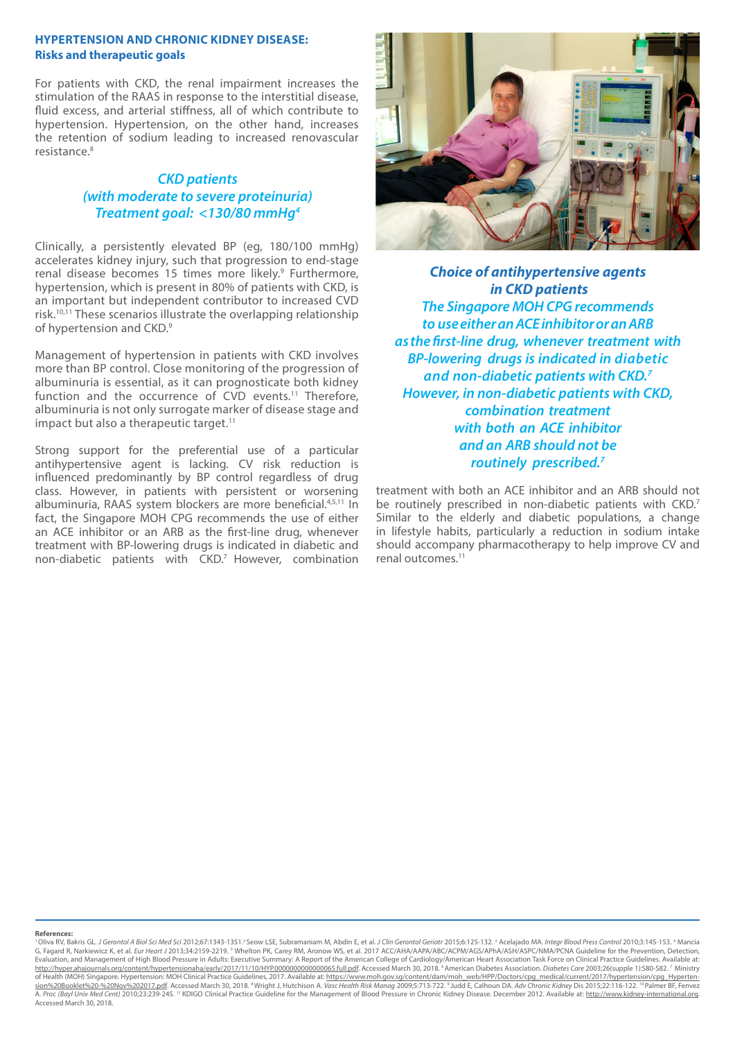## HYPERTENSION AND CHRONIC KIDNEY DISEASE:
### Risks and therapeutic goals

For patients with CKD, the renal impairment increases the stimulation of the RAAS in response to the interstitial disease, fluid excess, and arterial stiffness, all of which contribute to hypertension. Hypertension, on the other hand, increases the retention of sodium leading to increased renovascular resistance.[8]

***CKD patients***
***(with moderate to severe proteinuria)***
***Treatment goal: <130/80 mmHg[4]***

Clinically, a persistently elevated BP (eg, 180/100 mmHg) accelerates kidney injury, such that progression to end-stage renal disease becomes 15 times more likely.[9] Furthermore, hypertension, which is present in 80% of patients with CKD, is an important but independent contributor to increased CVD risk.[10,11] These scenarios illustrate the overlapping relationship of hypertension and CKD.[9]

Management of hypertension in patients with CKD involves more than BP control. Close monitoring of the progression of albuminuria is essential, as it can prognosticate both kidney function and the occurrence of CVD events.[11] Therefore, albuminuria is not only surrogate marker of disease stage and impact but also a therapeutic target.[11]

Strong support for the preferential use of a particular antihypertensive agent is lacking. CV risk reduction is influenced predominantly by BP control regardless of drug class. However, in patients with persistent or worsening albuminuria, RAAS system blockers are more beneficial.[4,5,11] In fact, the Singapore MOH CPG recommends the use of either an ACE inhibitor or an ARB as the first-line drug, whenever treatment with BP-lowering drugs is indicated in diabetic and non-diabetic patients with CKD.[7] However, combination treatment with both an ACE inhibitor and an ARB should not be routinely prescribed in non-diabetic patients with CKD.[7] Similar to the elderly and diabetic populations, a change in lifestyle habits, particularly a reduction in sodium intake should accompany pharmacotherapy to help improve CV and renal outcomes.[11]

***Choice of antihypertensive agents in CKD patients***
***The Singapore MOH CPG recommends to use either an ACE inhibitor or an ARB as the first-line drug, whenever treatment with BP-lowering drugs is indicated in diabetic and non-diabetic patients with CKD.[7] However, in non-diabetic patients with CKD, combination treatment with both an ACE inhibitor and an ARB should not be routinely prescribed.[7]***

**References:**
[1] Oliva RV, Bakris GL. *J Gerontol A Biol Sci Med Sci* 2012;67:1343-1351. [2] Seow LSE, Subramaniam M, Abdin E, et al. *J Clin Gerontol Geriatr* 2015;6:125-132. [3] Acelajado MA. *Integr Blood Press Control* 2010;3:145-153. [4] Mancia G, Fagard R, Narkiewicz K, et al. *Eur Heart J* 2013;34:2159-2219. [5] Whelton PK, Carey RM, Aronow WS, et al. 2017 ACC/AHA/AAPA/ABC/ACPM/AGS/APhA/ASH/ASPC/NMA/PCNA Guideline for the Prevention, Detection, Evaluation, and Management of High Blood Pressure in Adults: Executive Summary: A Report of the American College of Cardiology/American Heart Association Task Force on Clinical Practice Guidelines. Available at: http://hyper.ahajournals.org/content/hypertensionaha/early/2017/11/10/HYP.0000000000000065.full.pdf. Accessed March 30, 2018. [6] American Diabetes Association. *Diabetes Care* 2003;26(supple 1):S80-S82. [7] Ministry of Health (MOH) Singapore. Hypertension: MOH Clinical Practice Guidelines, 2017. Available at: https://www.moh.gov.sg/content/dam/moh_web/HPP/Doctors/cpg_medical/current/2017/hypertension/cpg_Hypertension%20Booklet%20-%20Nov%202017.pdf. Accessed March 30, 2018. [8] Wright J, Hutchison A. *Vasc Health Risk Manag* 2009;5:713-722. [9] Judd E, Calhoun DA. *Adv Chronic Kidney Dis* 2015;22:116-122. [10] Palmer BF, Fenves A. *Proc (Bayl Univ Med Cent)* 2010;23:239-245. [11] KDIGO Clinical Practice Guideline for the Management of Blood Pressure in Chronic Kidney Disease. December 2012. Available at: http://www.kidney-international.org. Accessed March 30, 2018.